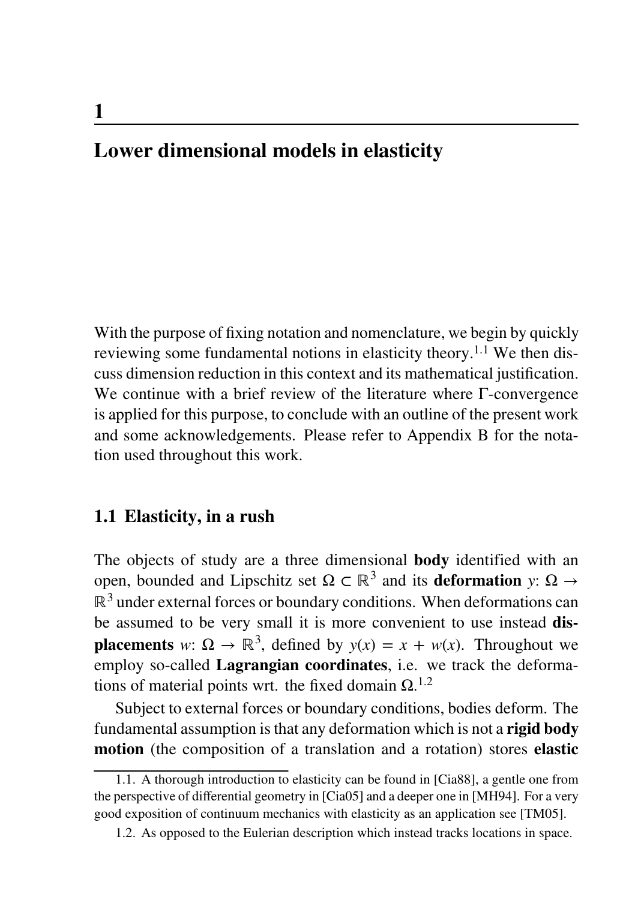# 1

# Lower dimensional models in elasticity

With the purpose of fixing notation and nomenclature, we begin by quickly reviewing some fundamental notions in elasticity theory.[1.1] We then discuss dimension reduction in this context and its mathematical justification. We continue with a brief review of the literature where $\Gamma$-convergence is applied for this purpose, to conclude with an outline of the present work and some acknowledgements. Please refer to Appendix B for the notation used throughout this work.

## 1.1 Elasticity, in a rush

The objects of study are a three dimensional **body** identified with an open, bounded and Lipschitz set $\Omega \subset \mathbb{R}^3$ and its **deformation** $y$: $\Omega \to \mathbb{R}^3$ under external forces or boundary conditions. When deformations can be assumed to be very small it is more convenient to use instead **displacements** $w$: $\Omega \to \mathbb{R}^3$, defined by $y(x) = x + w(x)$. Throughout we employ so-called **Lagrangian coordinates**, i.e. we track the deformations of material points wrt. the fixed domain $\Omega$.[1.2]

Subject to external forces or boundary conditions, bodies deform. The fundamental assumption is that any deformation which is not a **rigid body motion** (the composition of a translation and a rotation) stores **elastic**

1.1. A thorough introduction to elasticity can be found in [Cia88], a gentle one from the perspective of differential geometry in [Cia05] and a deeper one in [MH94]. For a very good exposition of continuum mechanics with elasticity as an application see [TM05].

1.2. As opposed to the Eulerian description which instead tracks locations in space.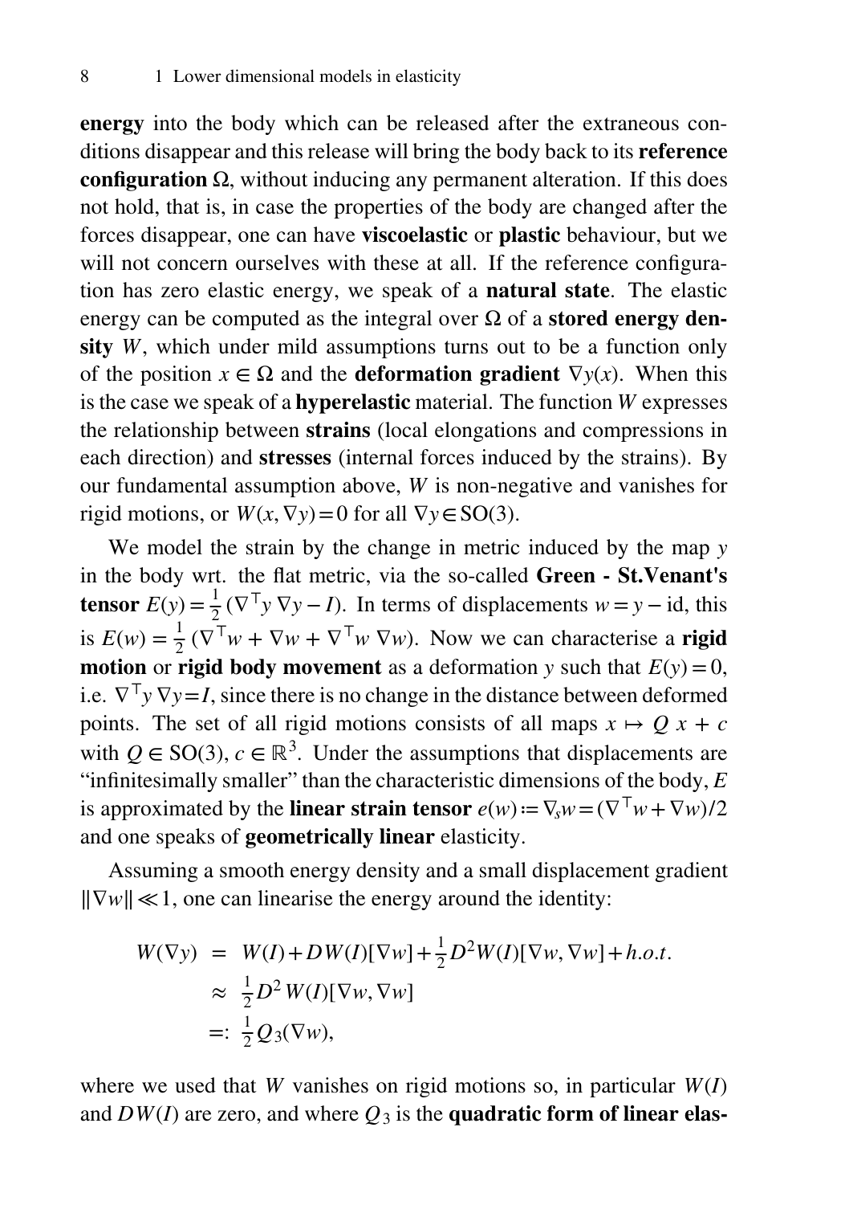**energy** into the body which can be released after the extraneous conditions disappear and this release will bring the body back to its **reference configuration** $\Omega$, without inducing any permanent alteration. If this does not hold, that is, in case the properties of the body are changed after the forces disappear, one can have **viscoelastic** or **plastic** behaviour, but we will not concern ourselves with these at all. If the reference configuration has zero elastic energy, we speak of a **natural state**. The elastic energy can be computed as the integral over $\Omega$ of a **stored energy density** $W$, which under mild assumptions turns out to be a function only of the position $x \in \Omega$ and the **deformation gradient** $\nabla y(x)$. When this is the case we speak of a **hyperelastic** material. The function $W$ expresses the relationship between **strains** (local elongations and compressions in each direction) and **stresses** (internal forces induced by the strains). By our fundamental assumption above, $W$ is non-negative and vanishes for rigid motions, or $W(x, \nabla y) = 0$ for all $\nabla y \in \mathrm{SO}(3)$.

We model the strain by the change in metric induced by the map $y$ in the body wrt. the flat metric, via the so-called **Green - St.Venant's tensor** $E(y) = \frac{1}{2}(\nabla^\top y\, \nabla y - I)$. In terms of displacements $w = y - \mathrm{id}$, this is $E(w) = \frac{1}{2}(\nabla^\top w + \nabla w + \nabla^\top w\, \nabla w)$. Now we can characterise a **rigid motion** or **rigid body movement** as a deformation $y$ such that $E(y) = 0$, i.e. $\nabla^\top y\, \nabla y = I$, since there is no change in the distance between deformed points. The set of all rigid motions consists of all maps $x \mapsto Q\, x + c$ with $Q \in \mathrm{SO}(3)$, $c \in \mathbb{R}^3$. Under the assumptions that displacements are "infinitesimally smaller" than the characteristic dimensions of the body, $E$ is approximated by the **linear strain tensor** $e(w) \coloneqq \nabla_s w = (\nabla^\top w + \nabla w)/2$ and one speaks of **geometrically linear** elasticity.

Assuming a smooth energy density and a small displacement gradient $\|\nabla w\| \ll 1$, one can linearise the energy around the identity:

$$
\begin{aligned}
W(\nabla y) &= W(I) + DW(I)[\nabla w] + \tfrac{1}{2} D^2 W(I)[\nabla w, \nabla w] + h.o.t. \\
&\approx \tfrac{1}{2} D^2\, W(I)[\nabla w, \nabla w] \\
&=: \tfrac{1}{2} Q_3(\nabla w),
\end{aligned}
$$

where we used that $W$ vanishes on rigid motions so, in particular $W(I)$ and $DW(I)$ are zero, and where $Q_3$ is the **quadratic form of linear elas-**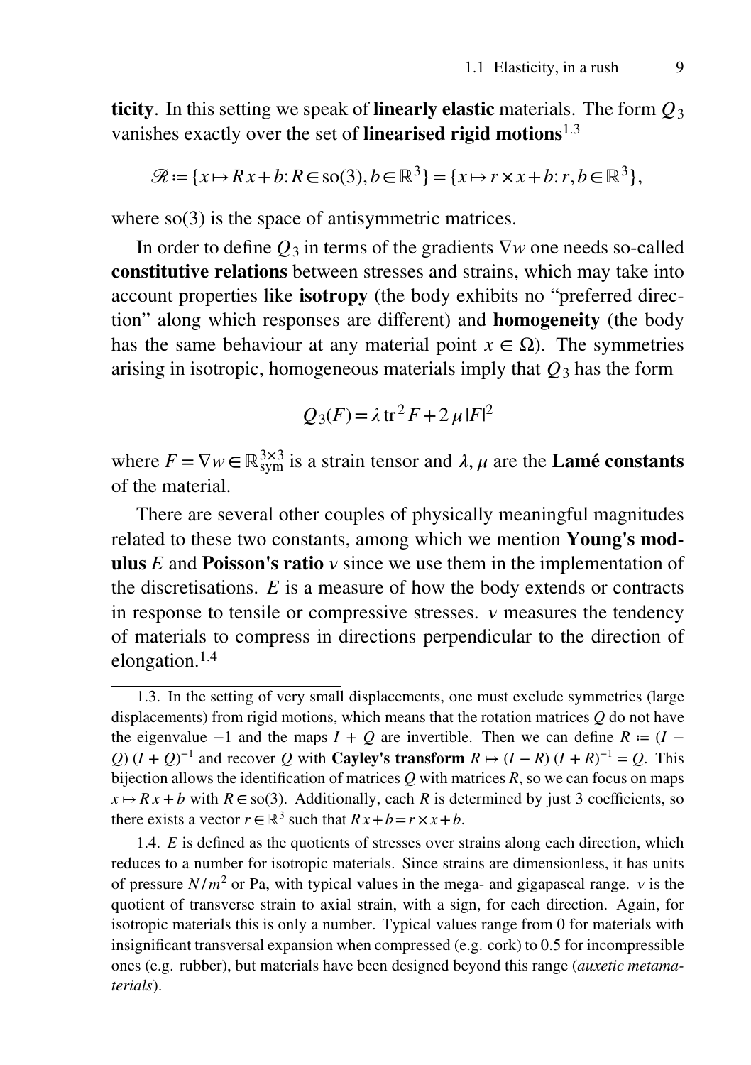**ticity**. In this setting we speak of **linearly elastic** materials. The form $Q_3$ vanishes exactly over the set of **linearised rigid motions**[1.3]

$$\mathscr{R} := \{x \mapsto Rx + b : R \in \operatorname{so}(3), b \in \mathbb{R}^3\} = \{x \mapsto r \times x + b : r, b \in \mathbb{R}^3\},$$

where so(3) is the space of antisymmetric matrices.

In order to define $Q_3$ in terms of the gradients $\nabla w$ one needs so-called **constitutive relations** between stresses and strains, which may take into account properties like **isotropy** (the body exhibits no "preferred direction" along which responses are different) and **homogeneity** (the body has the same behaviour at any material point $x \in \Omega$). The symmetries arising in isotropic, homogeneous materials imply that $Q_3$ has the form

$$Q_3(F) = \lambda \operatorname{tr}^2 F + 2\mu |F|^2$$

where $F = \nabla w \in \mathbb{R}^{3\times 3}_{\text{sym}}$ is a strain tensor and $\lambda, \mu$ are the **Lamé constants** of the material.

There are several other couples of physically meaningful magnitudes related to these two constants, among which we mention **Young's modulus** $E$ and **Poisson's ratio** $\nu$ since we use them in the implementation of the discretisations. $E$ is a measure of how the body extends or contracts in response to tensile or compressive stresses. $\nu$ measures the tendency of materials to compress in directions perpendicular to the direction of elongation.[1.4]

---

1.3. In the setting of very small displacements, one must exclude symmetries (large displacements) from rigid motions, which means that the rotation matrices $Q$ do not have the eigenvalue $-1$ and the maps $I + Q$ are invertible. Then we can define $R := (I - Q)(I + Q)^{-1}$ and recover $Q$ with **Cayley's transform** $R \mapsto (I - R)(I + R)^{-1} = Q$. This bijection allows the identification of matrices $Q$ with matrices $R$, so we can focus on maps $x \mapsto Rx + b$ with $R \in \operatorname{so}(3)$. Additionally, each $R$ is determined by just 3 coefficients, so there exists a vector $r \in \mathbb{R}^3$ such that $Rx + b = r \times x + b$.

1.4. $E$ is defined as the quotients of stresses over strains along each direction, which reduces to a number for isotropic materials. Since strains are dimensionless, it has units of pressure $N/m^2$ or Pa, with typical values in the mega- and gigapascal range. $\nu$ is the quotient of transverse strain to axial strain, with a sign, for each direction. Again, for isotropic materials this is only a number. Typical values range from 0 for materials with insignificant transversal expansion when compressed (e.g. cork) to 0.5 for incompressible ones (e.g. rubber), but materials have been designed beyond this range (*auxetic metamaterials*).